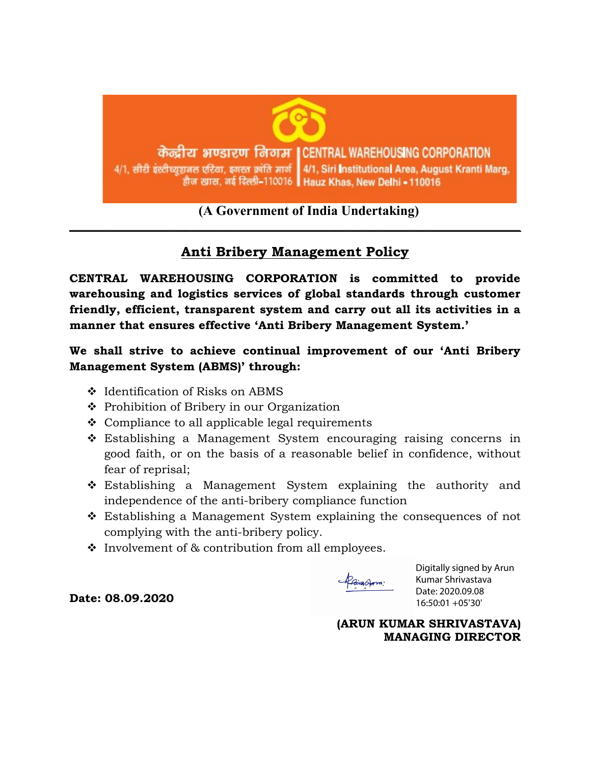केन्द्रीय भण्डारण निगम | CENTRAL WAREHOUSING CORPORATION

4/1, सीरी इंस्टीट्यूशनल एरिया, अगस्त क्रांति मार्ग हौज खास, नई दिल्ली-110016 | 4/1, Siri Institutional Area, August Kranti Marg, Hauz Khas, New Delhi - 110016

**(A Government of India Undertaking)**

---

## Anti Bribery Management Policy

**CENTRAL WAREHOUSING CORPORATION is committed to provide warehousing and logistics services of global standards through customer friendly, efficient, transparent system and carry out all its activities in a manner that ensures effective 'Anti Bribery Management System.'**

**We shall strive to achieve continual improvement of our 'Anti Bribery Management System (ABMS)' through:**

- Identification of Risks on ABMS
- Prohibition of Bribery in our Organization
- Compliance to all applicable legal requirements
- Establishing a Management System encouraging raising concerns in good faith, or on the basis of a reasonable belief in confidence, without fear of reprisal;
- Establishing a Management System explaining the authority and independence of the anti-bribery compliance function
- Establishing a Management System explaining the consequences of not complying with the anti-bribery policy.
- Involvement of & contribution from all employees.

Digitally signed by Arun Kumar Shrivastava
Date: 2020.09.08 16:50:01 +05'30'

**Date: 08.09.2020**

**(ARUN KUMAR SHRIVASTAVA)**
**MANAGING DIRECTOR**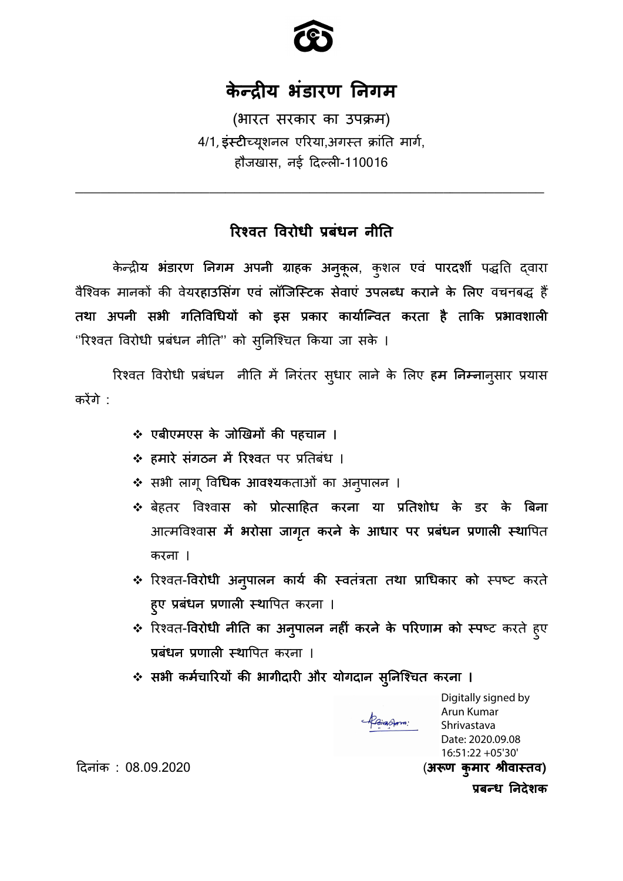# केन्द्रीय भंडारण निगम

(भारत सरकार का उपक्रम)
4/1, इंस्टीच्यूशनल एरिया,अगस्त क्रांति मार्ग,
हौजखास, नई दिल्ली-110016

---

## रिश्वत विरोधी प्रबंधन नीति

केन्द्रीय भंडारण निगम अपनी ग्राहक अनुकूल, कुशल एवं पारदर्शी पद्धति द्वारा वैश्विक मानकों की वेयरहाउसिंग एवं लॉजिस्टिक सेवाएं उपलब्ध कराने के लिए वचनबद्ध हैं तथा अपनी सभी गतिविधियों को इस प्रकार कार्यान्वित करता है ताकि प्रभावशाली ''रिश्वत विरोधी प्रबंधन नीति'' को सुनिश्चित किया जा सके ।

रिश्वत विरोधी प्रबंधन नीति में निरंतर सुधार लाने के लिए हम निम्नानुसार प्रयास करेंगे :

- एबीएमएस के जोखिमों की पहचान ।
- हमारे संगठन में रिश्वत पर प्रतिबंध ।
- सभी लागू विधिक आवश्यकताओं का अनुपालन ।
- बेहतर विश्वास को प्रोत्साहित करना या प्रतिशोध के डर के बिना आत्मविश्वास में भरोसा जागृत करने के आधार पर प्रबंधन प्रणाली स्थापित करना ।
- रिश्वत-विरोधी अनुपालन कार्य की स्वतंत्रता तथा प्राधिकार को स्पष्ट करते हुए प्रबंधन प्रणाली स्थापित करना ।
- रिश्वत-विरोधी नीति का अनुपालन नहीं करने के परिणाम को स्पष्ट करते हुए प्रबंधन प्रणाली स्थापित करना ।
- सभी कर्मचारियों की भागीदारी और योगदान सुनिश्चित करना ।

Digitally signed by Arun Kumar Shrivastava
Date: 2020.09.08 16:51:22 +05'30'

दिनांक : 08.09.2020

(अरूण कुमार श्रीवास्तव)
प्रबन्ध निदेशक